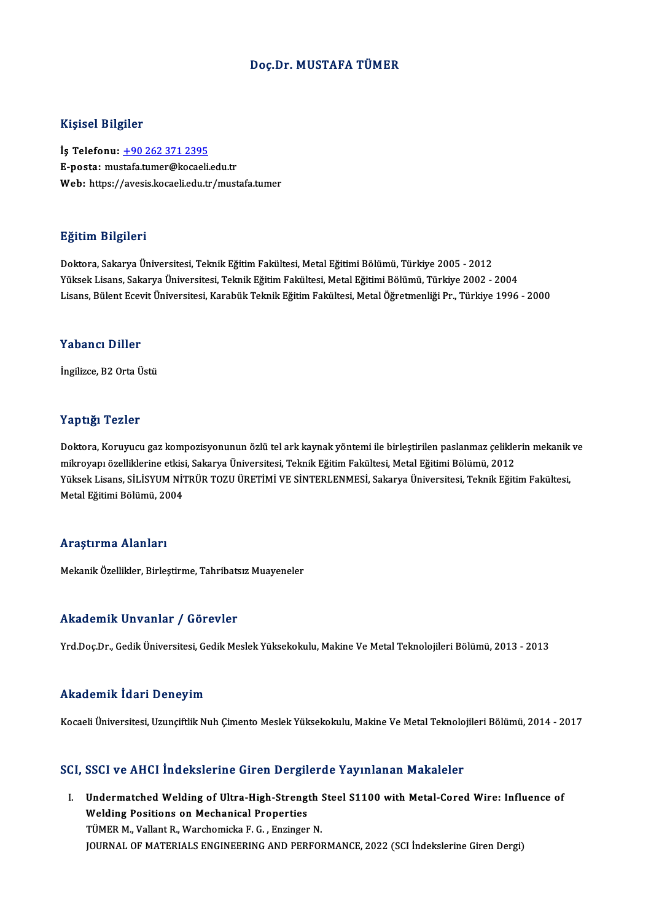# Doç.Dr. MUSTAFA TÜMER

## Kişisel Bilgiler

**İş Telefonu:** +90 262 371 2395
**E-posta:** mustafa.tumer@kocaeli.edu.tr
**Web:** https://avesis.kocaeli.edu.tr/mustafa.tumer

## Eğitim Bilgileri

Doktora, Sakarya Üniversitesi, Teknik Eğitim Fakültesi, Metal Eğitimi Bölümü, Türkiye 2005 - 2012
Yüksek Lisans, Sakarya Üniversitesi, Teknik Eğitim Fakültesi, Metal Eğitimi Bölümü, Türkiye 2002 - 2004
Lisans, Bülent Ecevit Üniversitesi, Karabük Teknik Eğitim Fakültesi, Metal Öğretmenliği Pr., Türkiye 1996 - 2000

## Yabancı Diller

İngilizce, B2 Orta Üstü

## Yaptığı Tezler

Doktora, Koruyucu gaz kompozisyonunun özlü tel ark kaynak yöntemi ile birleştirilen paslanmaz çeliklerin mekanik ve mikroyapı özelliklerine etkisi, Sakarya Üniversitesi, Teknik Eğitim Fakültesi, Metal Eğitimi Bölümü, 2012
Yüksek Lisans, SİLİSYUM NİTRÜR TOZU ÜRETİMİ VE SİNTERLENMESİ, Sakarya Üniversitesi, Teknik Eğitim Fakültesi, Metal Eğitimi Bölümü, 2004

## Araştırma Alanları

Mekanik Özellikler, Birleştirme, Tahribatsız Muayeneler

## Akademik Unvanlar / Görevler

Yrd.Doç.Dr., Gedik Üniversitesi, Gedik Meslek Yüksekokulu, Makine Ve Metal Teknolojileri Bölümü, 2013 - 2013

## Akademik İdari Deneyim

Kocaeli Üniversitesi, Uzunçiftlik Nuh Çimento Meslek Yüksekokulu, Makine Ve Metal Teknolojileri Bölümü, 2014 - 2017

## SCI, SSCI ve AHCI İndekslerine Giren Dergilerde Yayınlanan Makaleler

I. **Undermatched Welding of Ultra-High-Strength Steel S1100 with Metal-Cored Wire: Influence of Welding Positions on Mechanical Properties**
TÜMER M., Vallant R., Warchomicka F. G. , Enzinger N.
JOURNAL OF MATERIALS ENGINEERING AND PERFORMANCE, 2022 (SCI İndekslerine Giren Dergi)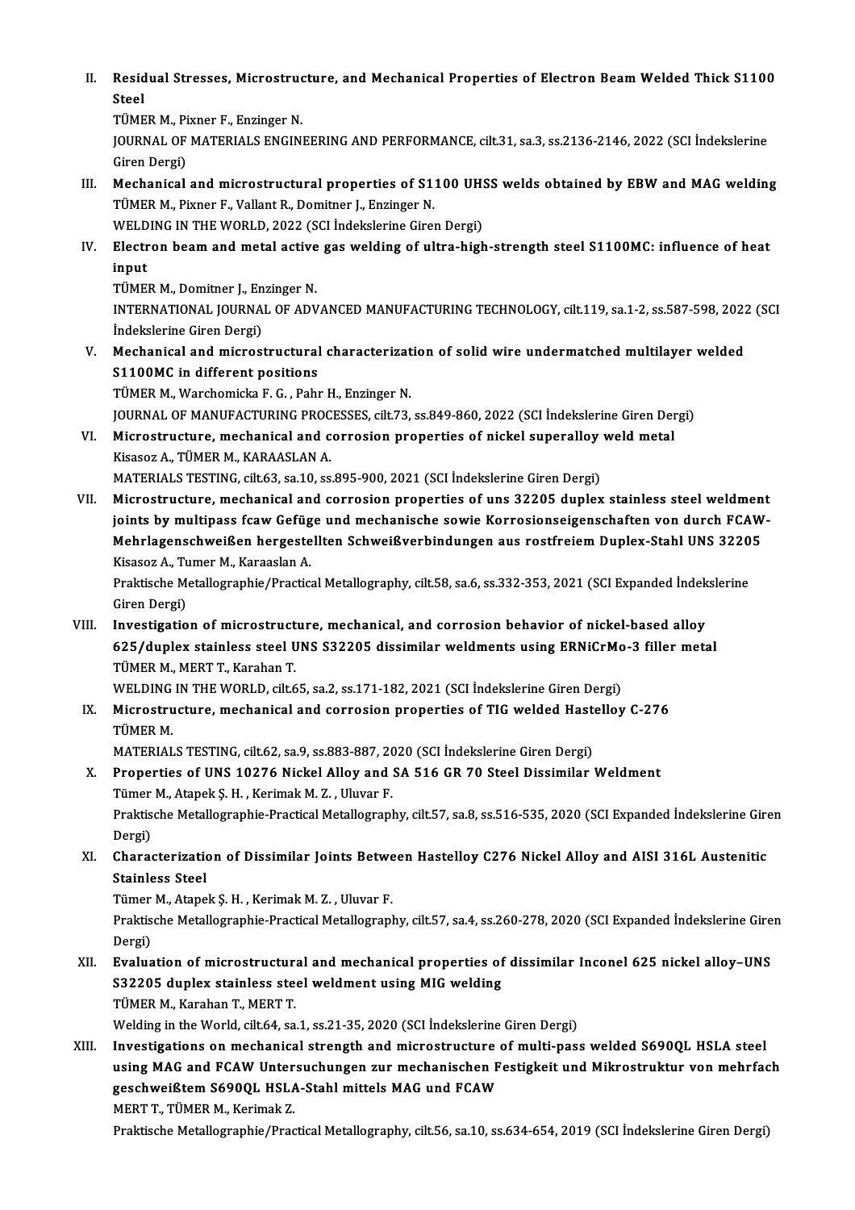II. **Residual Stresses, Microstructure, and Mechanical Properties of Electron Beam Welded Thick S1100 Steel**
TÜMER M., Pixner F., Enzinger N.
JOURNAL OF MATERIALS ENGINEERING AND PERFORMANCE, cilt.31, sa.3, ss.2136-2146, 2022 (SCI İndekslerine Giren Dergi)

III. **Mechanical and microstructural properties of S1100 UHSS welds obtained by EBW and MAG welding**
TÜMER M., Pixner F., Vallant R., Domitner J., Enzinger N.
WELDING IN THE WORLD, 2022 (SCI İndekslerine Giren Dergi)

IV. **Electron beam and metal active gas welding of ultra-high-strength steel S1100MC: influence of heat input**
TÜMER M., Domitner J., Enzinger N.
INTERNATIONAL JOURNAL OF ADVANCED MANUFACTURING TECHNOLOGY, cilt.119, sa.1-2, ss.587-598, 2022 (SCI İndekslerine Giren Dergi)

V. **Mechanical and microstructural characterization of solid wire undermatched multilayer welded S1100MC in different positions**
TÜMER M., Warchomicka F. G. , Pahr H., Enzinger N.
JOURNAL OF MANUFACTURING PROCESSES, cilt.73, ss.849-860, 2022 (SCI İndekslerine Giren Dergi)

VI. **Microstructure, mechanical and corrosion properties of nickel superalloy weld metal**
Kisasoz A., TÜMER M., KARAASLAN A.
MATERIALS TESTING, cilt.63, sa.10, ss.895-900, 2021 (SCI İndekslerine Giren Dergi)

VII. **Microstructure, mechanical and corrosion properties of uns 32205 duplex stainless steel weldment joints by multipass fcaw Gefüge und mechanische sowie Korrosionseigenschaften von durch FCAW-Mehrlagenschweißen hergestellten Schweißverbindungen aus rostfreiem Duplex-Stahl UNS 32205**
Kisasoz A., Tumer M., Karaaslan A.
Praktische Metallographie/Practical Metallography, cilt.58, sa.6, ss.332-353, 2021 (SCI Expanded İndekslerine Giren Dergi)

VIII. **Investigation of microstructure, mechanical, and corrosion behavior of nickel-based alloy 625/duplex stainless steel UNS S32205 dissimilar weldments using ERNiCrMo-3 filler metal**
TÜMER M., MERT T., Karahan T.
WELDING IN THE WORLD, cilt.65, sa.2, ss.171-182, 2021 (SCI İndekslerine Giren Dergi)

IX. **Microstructure, mechanical and corrosion properties of TIG welded Hastelloy C-276**
TÜMER M.
MATERIALS TESTING, cilt.62, sa.9, ss.883-887, 2020 (SCI İndekslerine Giren Dergi)

X. **Properties of UNS 10276 Nickel Alloy and SA 516 GR 70 Steel Dissimilar Weldment**
Tümer M., Atapek Ş. H. , Kerimak M. Z. , Uluvar F.
Praktische Metallographie-Practical Metallography, cilt.57, sa.8, ss.516-535, 2020 (SCI Expanded İndekslerine Giren Dergi)

XI. **Characterization of Dissimilar Joints Between Hastelloy C276 Nickel Alloy and AISI 316L Austenitic Stainless Steel**
Tümer M., Atapek Ş. H. , Kerimak M. Z. , Uluvar F.
Praktische Metallographie-Practical Metallography, cilt.57, sa.4, ss.260-278, 2020 (SCI Expanded İndekslerine Giren Dergi)

XII. **Evaluation of microstructural and mechanical properties of dissimilar Inconel 625 nickel alloy–UNS S32205 duplex stainless steel weldment using MIG welding**
TÜMER M., Karahan T., MERT T.
Welding in the World, cilt.64, sa.1, ss.21-35, 2020 (SCI İndekslerine Giren Dergi)

XIII. **Investigations on mechanical strength and microstructure of multi-pass welded S690QL HSLA steel using MAG and FCAW Untersuchungen zur mechanischen Festigkeit und Mikrostruktur von mehrfach geschweißtem S690QL HSLA-Stahl mittels MAG und FCAW**
MERT T., TÜMER M., Kerimak Z.
Praktische Metallographie/Practical Metallography, cilt.56, sa.10, ss.634-654, 2019 (SCI İndekslerine Giren Dergi)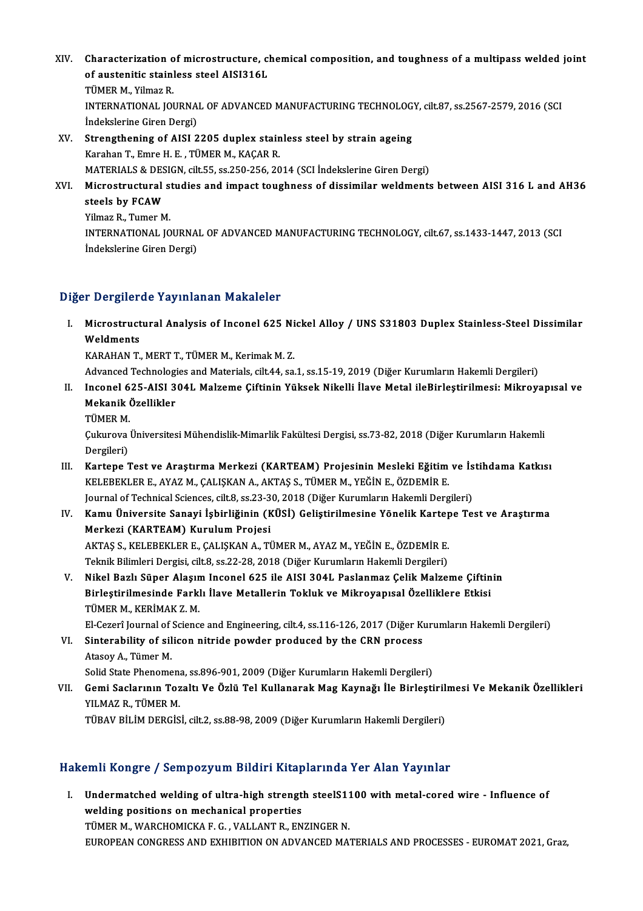XIV. **Characterization of microstructure, chemical composition, and toughness of a multipass welded joint of austenitic stainless steel AISI316L**
TÜMER M., Yilmaz R.
INTERNATIONAL JOURNAL OF ADVANCED MANUFACTURING TECHNOLOGY, cilt.87, ss.2567-2579, 2016 (SCI İndekslerine Giren Dergi)

XV. **Strengthening of AISI 2205 duplex stainless steel by strain ageing**
Karahan T., Emre H. E. , TÜMER M., KAÇAR R.
MATERIALS & DESIGN, cilt.55, ss.250-256, 2014 (SCI İndekslerine Giren Dergi)

XVI. **Microstructural studies and impact toughness of dissimilar weldments between AISI 316 L and AH36 steels by FCAW**
Yilmaz R., Tumer M.
INTERNATIONAL JOURNAL OF ADVANCED MANUFACTURING TECHNOLOGY, cilt.67, ss.1433-1447, 2013 (SCI İndekslerine Giren Dergi)

## Diğer Dergilerde Yayınlanan Makaleler

I. **Microstructural Analysis of Inconel 625 Nickel Alloy / UNS S31803 Duplex Stainless-Steel Dissimilar Weldments**
KARAHAN T., MERT T., TÜMER M., Kerimak M. Z.
Advanced Technologies and Materials, cilt.44, sa.1, ss.15-19, 2019 (Diğer Kurumların Hakemli Dergileri)

II. **Inconel 625-AISI 304L Malzeme Çiftinin Yüksek Nikelli İlave Metal ileBirleştirilmesi: Mikroyapısal ve Mekanik Özellikler**
TÜMER M.
Çukurova Üniversitesi Mühendislik-Mimarlik Fakültesi Dergisi, ss.73-82, 2018 (Diğer Kurumların Hakemli Dergileri)

III. **Kartepe Test ve Araştırma Merkezi (KARTEAM) Projesinin Mesleki Eğitim ve İstihdama Katkısı**
KELEBEKLER E., AYAZ M., ÇALIŞKAN A., AKTAŞ S., TÜMER M., YEĞİN E., ÖZDEMİR E.
Journal of Technical Sciences, cilt.8, ss.23-30, 2018 (Diğer Kurumların Hakemli Dergileri)

IV. **Kamu Üniversite Sanayi İşbirliğinin (KÜSİ) Geliştirilmesine Yönelik Kartepe Test ve Araştırma Merkezi (KARTEAM) Kurulum Projesi**
AKTAŞ S., KELEBEKLER E., ÇALIŞKAN A., TÜMER M., AYAZ M., YEĞİN E., ÖZDEMİR E.
Teknik Bilimleri Dergisi, cilt.8, ss.22-28, 2018 (Diğer Kurumların Hakemli Dergileri)

V. **Nikel Bazlı Süper Alaşım Inconel 625 ile AISI 304L Paslanmaz Çelik Malzeme Çiftinin Birleştirilmesinde Farklı İlave Metallerin Tokluk ve Mikroyapısal Özelliklere Etkisi**
TÜMER M., KERİMAK Z. M.
El-Cezerî Journal of Science and Engineering, cilt.4, ss.116-126, 2017 (Diğer Kurumların Hakemli Dergileri)

VI. **Sinterability of silicon nitride powder produced by the CRN process**
Atasoy A., Tümer M.
Solid State Phenomena, ss.896-901, 2009 (Diğer Kurumların Hakemli Dergileri)

VII. **Gemi Saclarının Tozaltı Ve Özlü Tel Kullanarak Mag Kaynağı İle Birleştirilmesi Ve Mekanik Özellikleri**
YILMAZ R., TÜMER M.
TÜBAV BİLİM DERGİSİ, cilt.2, ss.88-98, 2009 (Diğer Kurumların Hakemli Dergileri)

## Hakemli Kongre / Sempozyum Bildiri Kitaplarında Yer Alan Yayınlar

I. **Undermatched welding of ultra-high strength steelS1100 with metal-cored wire - Influence of welding positions on mechanical properties**
TÜMER M., WARCHOMICKA F. G. , VALLANT R., ENZINGER N.
EUROPEAN CONGRESS AND EXHIBITION ON ADVANCED MATERIALS AND PROCESSES - EUROMAT 2021, Graz,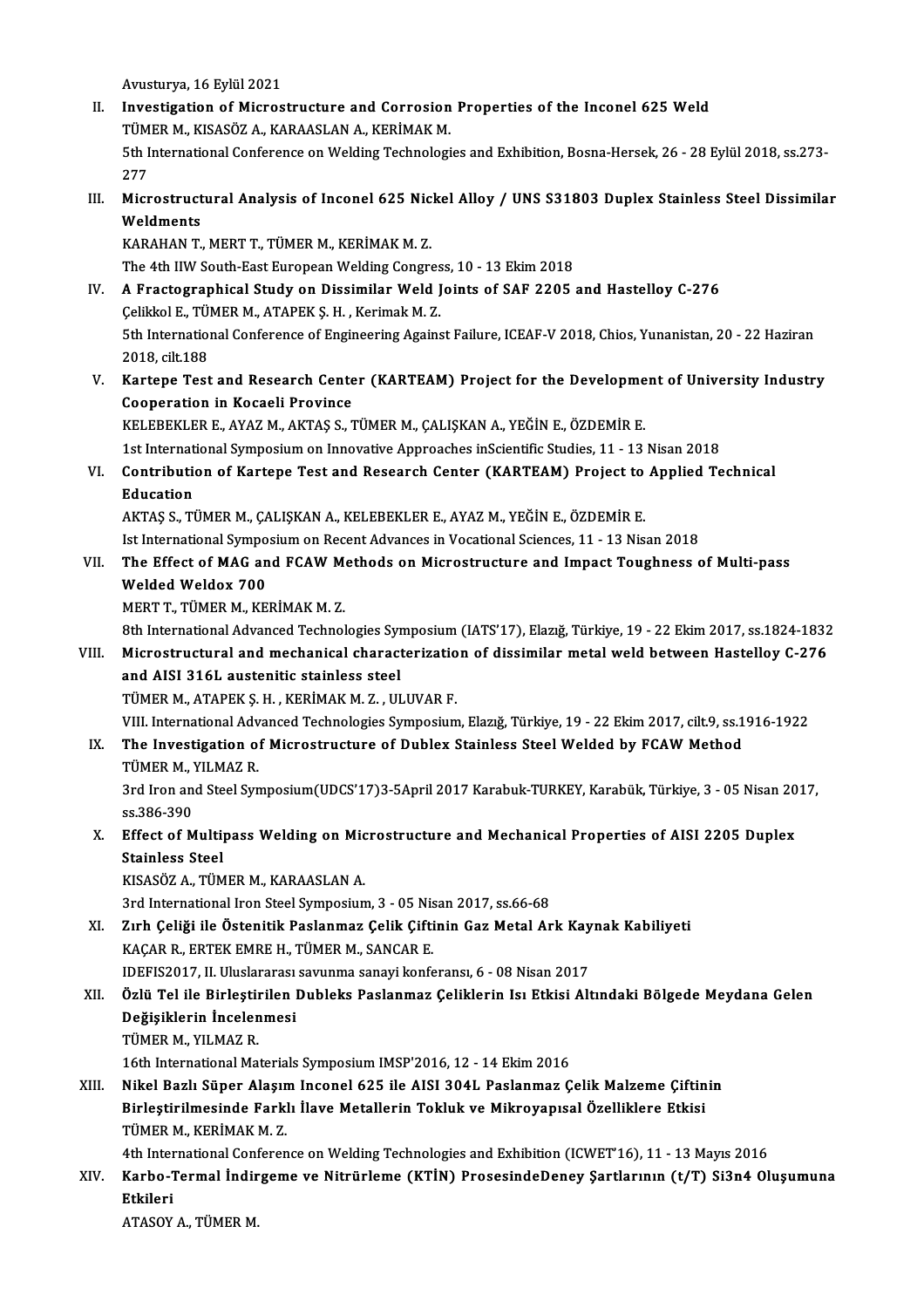Avusturya, 16 Eylül 2021

II. **Investigation of Microstructure and Corrosion Properties of the Inconel 625 Weld**
TÜMER M., KISASÖZ A., KARAASLAN A., KERİMAK M.
5th International Conference on Welding Technologies and Exhibition, Bosna-Hersek, 26 - 28 Eylül 2018, ss.273-277

III. **Microstructural Analysis of Inconel 625 Nickel Alloy / UNS S31803 Duplex Stainless Steel Dissimilar Weldments**
KARAHAN T., MERT T., TÜMER M., KERİMAK M. Z.
The 4th IIW South-East European Welding Congress, 10 - 13 Ekim 2018

IV. **A Fractographical Study on Dissimilar Weld Joints of SAF 2205 and Hastelloy C-276**
Çelikkol E., TÜMER M., ATAPEK Ş. H. , Kerimak M. Z.
5th International Conference of Engineering Against Failure, ICEAF-V 2018, Chios, Yunanistan, 20 - 22 Haziran 2018, cilt.188

V. **Kartepe Test and Research Center (KARTEAM) Project for the Development of University Industry Cooperation in Kocaeli Province**
KELEBEKLER E., AYAZ M., AKTAŞ S., TÜMER M., ÇALIŞKAN A., YEĞİN E., ÖZDEMİR E.
1st International Symposium on Innovative Approaches inScientific Studies, 11 - 13 Nisan 2018

VI. **Contribution of Kartepe Test and Research Center (KARTEAM) Project to Applied Technical Education**
AKTAŞ S., TÜMER M., ÇALIŞKAN A., KELEBEKLER E., AYAZ M., YEĞİN E., ÖZDEMİR E.
Ist International Symposium on Recent Advances in Vocational Sciences, 11 - 13 Nisan 2018

VII. **The Effect of MAG and FCAW Methods on Microstructure and Impact Toughness of Multi-pass Welded Weldox 700**
MERT T., TÜMER M., KERİMAK M. Z.
8th International Advanced Technologies Symposium (IATS'17), Elazığ, Türkiye, 19 - 22 Ekim 2017, ss.1824-1832

VIII. **Microstructural and mechanical characterization of dissimilar metal weld between Hastelloy C-276 and AISI 316L austenitic stainless steel**
TÜMER M., ATAPEK Ş. H. , KERİMAK M. Z. , ULUVAR F.
VIII. International Advanced Technologies Symposium, Elazığ, Türkiye, 19 - 22 Ekim 2017, cilt.9, ss.1916-1922

IX. **The Investigation of Microstructure of Dublex Stainless Steel Welded by FCAW Method**
TÜMER M., YILMAZ R.
3rd Iron and Steel Symposium(UDCS'17)3-5April 2017 Karabuk-TURKEY, Karabük, Türkiye, 3 - 05 Nisan 2017, ss.386-390

X. **Effect of Multipass Welding on Microstructure and Mechanical Properties of AISI 2205 Duplex Stainless Steel**
KISASÖZ A., TÜMER M., KARAASLAN A.
3rd International Iron Steel Symposium, 3 - 05 Nisan 2017, ss.66-68

XI. **Zırh Çeliği ile Östenitik Paslanmaz Çelik Çiftinin Gaz Metal Ark Kaynak Kabiliyeti**
KAÇAR R., ERTEK EMRE H., TÜMER M., SANCAR E.
IDEFIS2017, II. Uluslararası savunma sanayi konferansı, 6 - 08 Nisan 2017

XII. **Özlü Tel ile Birleştirilen Dubleks Paslanmaz Çeliklerin Isı Etkisi Altındaki Bölgede Meydana Gelen Değişiklerin İncelenmesi**
TÜMER M., YILMAZ R.
16th International Materials Symposium IMSP'2016, 12 - 14 Ekim 2016

XIII. **Nikel Bazlı Süper Alaşım Inconel 625 ile AISI 304L Paslanmaz Çelik Malzeme Çiftinin Birleştirilmesinde Farklı İlave Metallerin Tokluk ve Mikroyapısal Özelliklere Etkisi**
TÜMER M., KERİMAK M. Z.
4th International Conference on Welding Technologies and Exhibition (ICWET'16), 11 - 13 Mayıs 2016

XIV. **Karbo-Termal İndirgeme ve Nitrürleme (KTİN) ProsesindeDeney Şartlarının (t/T) Si3n4 Oluşumuna Etkileri**
ATASOY A., TÜMER M.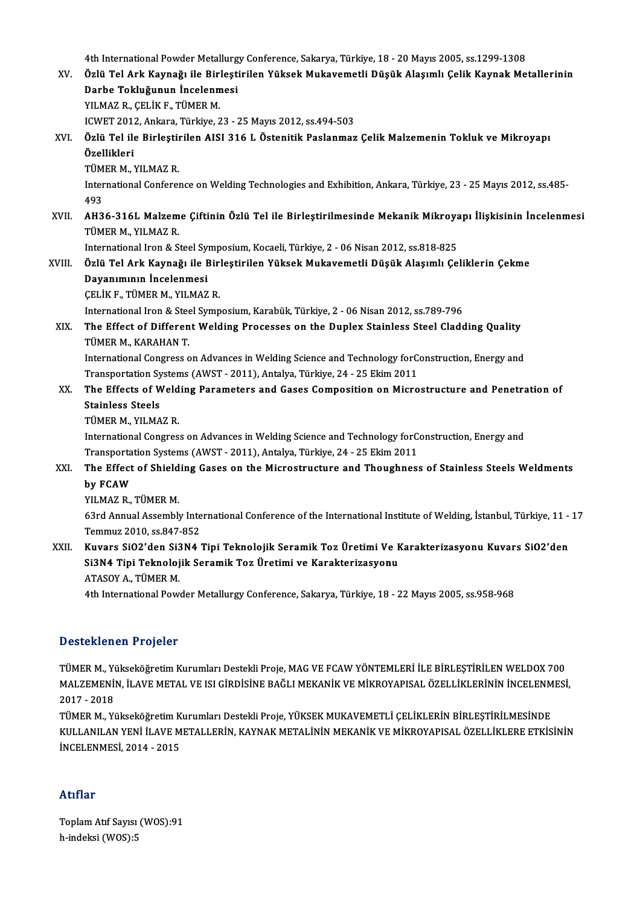4th International Powder Metallurgy Conference, Sakarya, Türkiye, 18 - 20 Mayıs 2005, ss.1299-1308

XV. **Özlü Tel Ark Kaynağı ile Birleştirilen Yüksek Mukavemetli Düşük Alaşımlı Çelik Kaynak Metallerinin Darbe Tokluğunun İncelenmesi**
YILMAZ R., ÇELİK F., TÜMER M.
ICWET 2012, Ankara, Türkiye, 23 - 25 Mayıs 2012, ss.494-503

XVI. **Özlü Tel ile Birleştirilen AISI 316 L Östenitik Paslanmaz Çelik Malzemenin Tokluk ve Mikroyapı Özellikleri**
TÜMER M., YILMAZ R.
International Conference on Welding Technologies and Exhibition, Ankara, Türkiye, 23 - 25 Mayıs 2012, ss.485-493

XVII. **AH36-316L Malzeme Çiftinin Özlü Tel ile Birleştirilmesinde Mekanik Mikroyapı İlişkisinin İncelenmesi**
TÜMER M., YILMAZ R.
International Iron & Steel Symposium, Kocaeli, Türkiye, 2 - 06 Nisan 2012, ss.818-825

XVIII. **Özlü Tel Ark Kaynağı ile Birleştirilen Yüksek Mukavemetli Düşük Alaşımlı Çeliklerin Çekme Dayanımının İncelenmesi**
ÇELİK F., TÜMER M., YILMAZ R.
International Iron & Steel Symposium, Karabük, Türkiye, 2 - 06 Nisan 2012, ss.789-796

XIX. **The Effect of Different Welding Processes on the Duplex Stainless Steel Cladding Quality**
TÜMER M., KARAHAN T.
International Congress on Advances in Welding Science and Technology forConstruction, Energy and Transportation Systems (AWST - 2011), Antalya, Türkiye, 24 - 25 Ekim 2011

XX. **The Effects of Welding Parameters and Gases Composition on Microstructure and Penetration of Stainless Steels**
TÜMER M., YILMAZ R.
International Congress on Advances in Welding Science and Technology forConstruction, Energy and Transportation Systems (AWST - 2011), Antalya, Türkiye, 24 - 25 Ekim 2011

XXI. **The Effect of Shielding Gases on the Microstructure and Thoughness of Stainless Steels Weldments by FCAW**
YILMAZ R., TÜMER M.
63rd Annual Assembly International Conference of the International Institute of Welding, İstanbul, Türkiye, 11 - 17 Temmuz 2010, ss.847-852

XXII. **Kuvars SiO2'den Si3N4 Tipi Teknolojik Seramik Toz Üretimi Ve Karakterizasyonu Kuvars SiO2'den Si3N4 Tipi Teknolojik Seramik Toz Üretimi ve Karakterizasyonu**
ATASOY A., TÜMER M.
4th International Powder Metallurgy Conference, Sakarya, Türkiye, 18 - 22 Mayıs 2005, ss.958-968

## Desteklenen Projeler

TÜMER M., Yükseköğretim Kurumları Destekli Proje, MAG VE FCAW YÖNTEMLERİ İLE BİRLEŞTİRİLEN WELDOX 700 MALZEMENİN, İLAVE METAL VE ISI GİRDİSİNE BAĞLI MEKANİK VE MİKROYAPISAL ÖZELLİKLERİNİN İNCELENMESİ, 2017 - 2018

TÜMER M., Yükseköğretim Kurumları Destekli Proje, YÜKSEK MUKAVEMETLİ ÇELİKLERİN BİRLEŞTİRİLMESİNDE KULLANILAN YENİ İLAVE METALLERİN, KAYNAK METALİNİN MEKANİK VE MİKROYAPISAL ÖZELLİKLERE ETKİSİNİN İNCELENMESİ, 2014 - 2015

## Atıflar

Toplam Atıf Sayısı (WOS):91
h-indeksi (WOS):5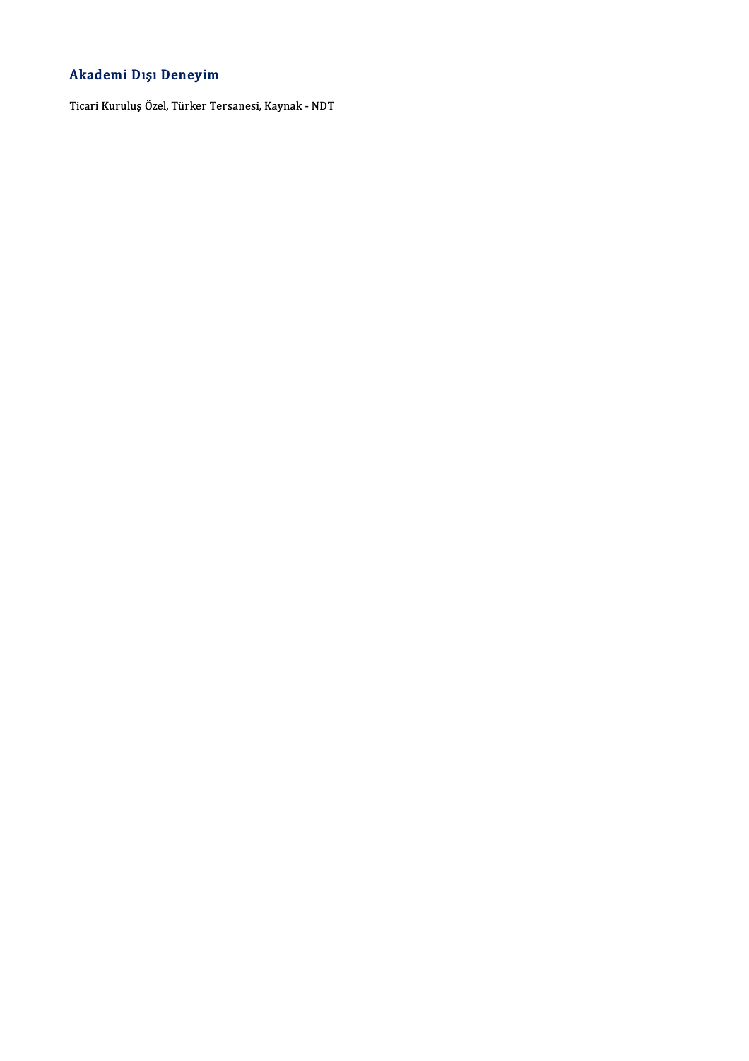## Akademi Dışı Deneyim

Ticari Kuruluş Özel, Türker Tersanesi, Kaynak - NDT